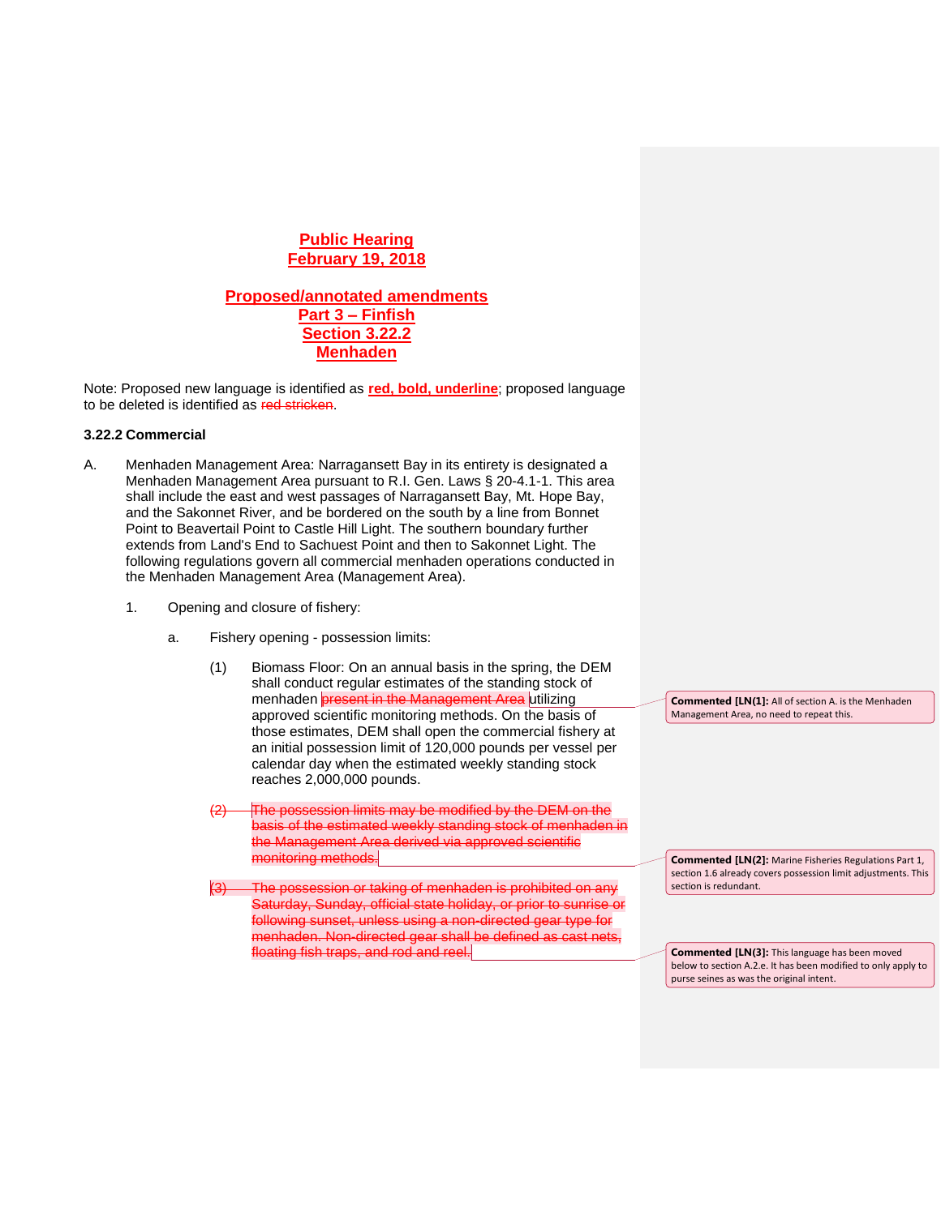**Public Hearing**
**February 19, 2018**

**Proposed/annotated amendments**
**Part 3 – Finfish**
**Section 3.22.2**
**Menhaden**

Note: Proposed new language is identified as **red, bold, underline**; proposed language to be deleted is identified as ~~red stricken~~.

**3.22.2 Commercial**

A. Menhaden Management Area: Narragansett Bay in its entirety is designated a Menhaden Management Area pursuant to R.I. Gen. Laws § 20-4.1-1. This area shall include the east and west passages of Narragansett Bay, Mt. Hope Bay, and the Sakonnet River, and be bordered on the south by a line from Bonnet Point to Beavertail Point to Castle Hill Light. The southern boundary further extends from Land's End to Sachuest Point and then to Sakonnet Light. The following regulations govern all commercial menhaden operations conducted in the Menhaden Management Area (Management Area).

1. Opening and closure of fishery:

   a. Fishery opening - possession limits:

      (1) Biomass Floor: On an annual basis in the spring, the DEM shall conduct regular estimates of the standing stock of menhaden ~~present in the Management Area~~ utilizing approved scientific monitoring methods. On the basis of those estimates, DEM shall open the commercial fishery at an initial possession limit of 120,000 pounds per vessel per calendar day when the estimated weekly standing stock reaches 2,000,000 pounds.

      ~~(2) The possession limits may be modified by the DEM on the basis of the estimated weekly standing stock of menhaden in the Management Area derived via approved scientific monitoring methods.~~

      ~~(3) The possession or taking of menhaden is prohibited on any Saturday, Sunday, official state holiday, or prior to sunrise or following sunset, unless using a non-directed gear type for menhaden. Non-directed gear shall be defined as cast nets, floating fish traps, and rod and reel.~~

**Commented [LN(1]:** All of section A. is the Menhaden Management Area, no need to repeat this.

**Commented [LN(2]:** Marine Fisheries Regulations Part 1, section 1.6 already covers possession limit adjustments. This section is redundant.

**Commented [LN(3]:** This language has been moved below to section A.2.e. It has been modified to only apply to purse seines as was the original intent.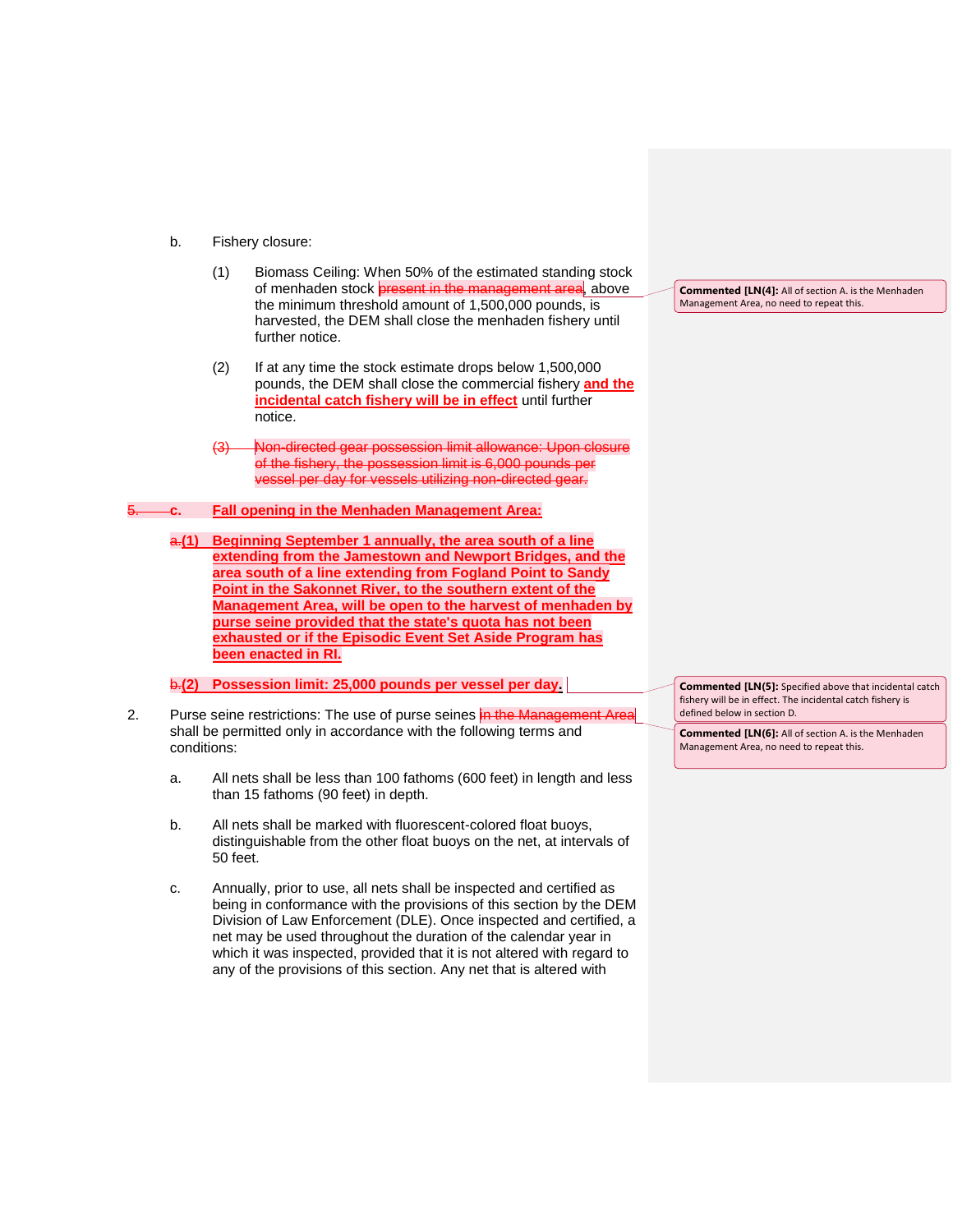b. Fishery closure:

(1) Biomass Ceiling: When 50% of the estimated standing stock of menhaden stock ~~present in the management area~~, above the minimum threshold amount of 1,500,000 pounds, is harvested, the DEM shall close the menhaden fishery until further notice.

(2) If at any time the stock estimate drops below 1,500,000 pounds, the DEM shall close the commercial fishery **and the incidental catch fishery will be in effect** until further notice.

~~(3) Non-directed gear possession limit allowance: Upon closure of the fishery, the possession limit is 6,000 pounds per vessel per day for vessels utilizing non-directed gear.~~

~~5.~~ **c. Fall opening in the Menhaden Management Area:**

~~a.~~**(1) Beginning September 1 annually, the area south of a line extending from the Jamestown and Newport Bridges, and the area south of a line extending from Fogland Point to Sandy Point in the Sakonnet River, to the southern extent of the Management Area, will be open to the harvest of menhaden by purse seine provided that the state's quota has not been exhausted or if the Episodic Event Set Aside Program has been enacted in RI.**

~~b.~~**(2) Possession limit: 25,000 pounds per vessel per day.**

2. Purse seine restrictions: The use of purse seines ~~in the Management Area~~ shall be permitted only in accordance with the following terms and conditions:

a. All nets shall be less than 100 fathoms (600 feet) in length and less than 15 fathoms (90 feet) in depth.

b. All nets shall be marked with fluorescent-colored float buoys, distinguishable from the other float buoys on the net, at intervals of 50 feet.

c. Annually, prior to use, all nets shall be inspected and certified as being in conformance with the provisions of this section by the DEM Division of Law Enforcement (DLE). Once inspected and certified, a net may be used throughout the duration of the calendar year in which it was inspected, provided that it is not altered with regard to any of the provisions of this section. Any net that is altered with

**Commented [LN(4]:** All of section A. is the Menhaden Management Area, no need to repeat this.

**Commented [LN(5]:** Specified above that incidental catch fishery will be in effect. The incidental catch fishery is defined below in section D.

**Commented [LN(6]:** All of section A. is the Menhaden Management Area, no need to repeat this.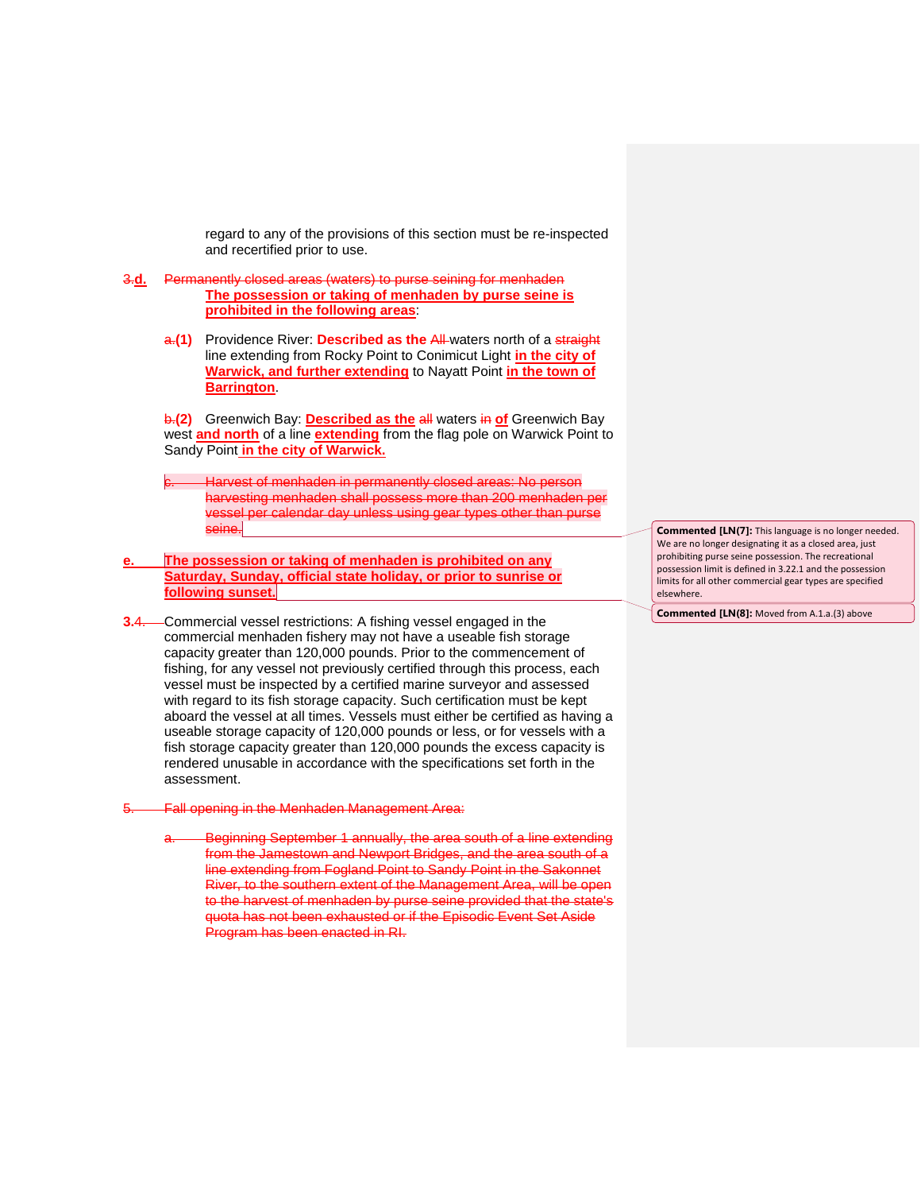regard to any of the provisions of this section must be re-inspected and recertified prior to use.

~~3.~~**d.** ~~Permanently closed areas (waters) to purse seining for menhaden~~ **The possession or taking of menhaden by purse seine is prohibited in the following areas**:

~~a.~~**(1)** Providence River: **Described as the** ~~All~~ waters north of a ~~straight~~ line extending from Rocky Point to Conimicut Light **in the city of Warwick, and further extending** to Nayatt Point **in the town of Barrington**.

~~b.~~**(2)** Greenwich Bay: **Described as the** ~~all~~ waters ~~in~~ **of** Greenwich Bay west **and north** of a line **extending** from the flag pole on Warwick Point to Sandy Point **in the city of Warwick.**

~~c. Harvest of menhaden in permanently closed areas: No person harvesting menhaden shall possess more than 200 menhaden per vessel per calendar day unless using gear types other than purse seine.~~

**e. The possession or taking of menhaden is prohibited on any Saturday, Sunday, official state holiday, or prior to sunrise or following sunset.**

**3.**~~4.~~ Commercial vessel restrictions: A fishing vessel engaged in the commercial menhaden fishery may not have a useable fish storage capacity greater than 120,000 pounds. Prior to the commencement of fishing, for any vessel not previously certified through this process, each vessel must be inspected by a certified marine surveyor and assessed with regard to its fish storage capacity. Such certification must be kept aboard the vessel at all times. Vessels must either be certified as having a useable storage capacity of 120,000 pounds or less, or for vessels with a fish storage capacity greater than 120,000 pounds the excess capacity is rendered unusable in accordance with the specifications set forth in the assessment.

~~5. Fall opening in the Menhaden Management Area:~~

~~a. Beginning September 1 annually, the area south of a line extending from the Jamestown and Newport Bridges, and the area south of a line extending from Fogland Point to Sandy Point in the Sakonnet River, to the southern extent of the Management Area, will be open to the harvest of menhaden by purse seine provided that the state's quota has not been exhausted or if the Episodic Event Set Aside Program has been enacted in RI.~~

**Commented [LN(7]:** This language is no longer needed. We are no longer designating it as a closed area, just prohibiting purse seine possession. The recreational possession limit is defined in 3.22.1 and the possession limits for all other commercial gear types are specified elsewhere.

**Commented [LN(8]:** Moved from A.1.a.(3) above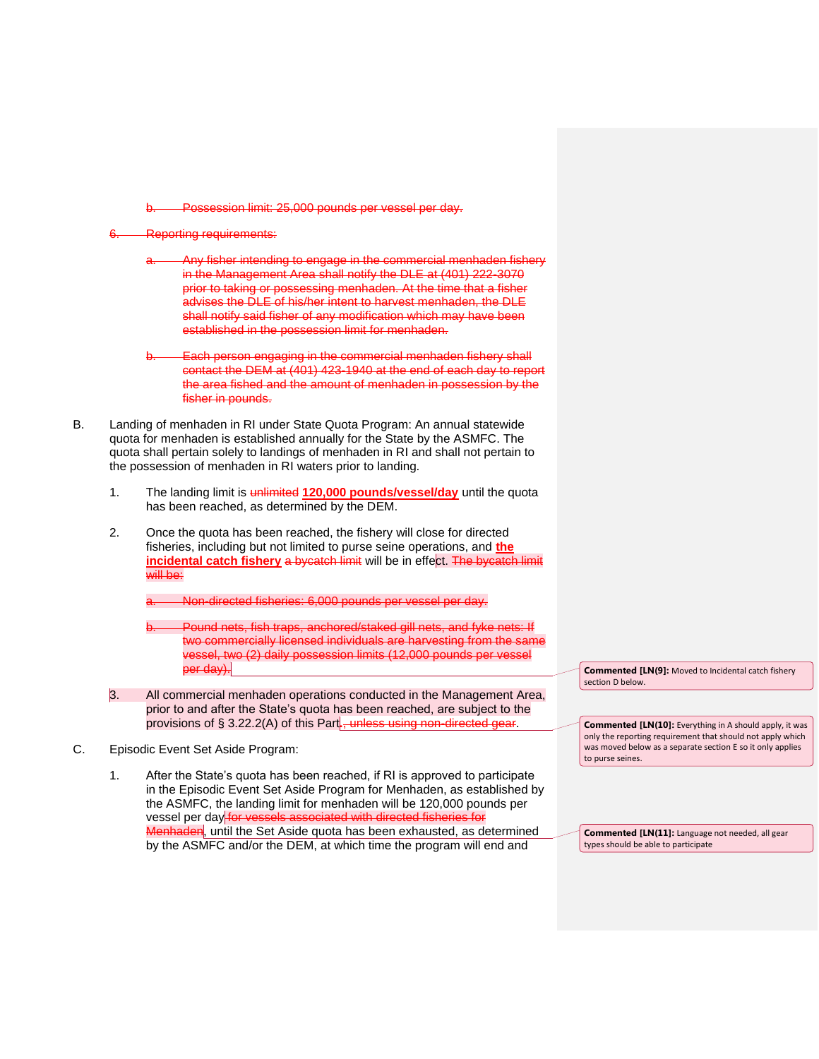b. ~~Possession limit: 25,000 pounds per vessel per day.~~

6. ~~Reporting requirements:~~

a. ~~Any fisher intending to engage in the commercial menhaden fishery in the Management Area shall notify the DLE at (401) 222-3070 prior to taking or possessing menhaden. At the time that a fisher advises the DLE of his/her intent to harvest menhaden, the DLE shall notify said fisher of any modification which may have been established in the possession limit for menhaden.~~

b. ~~Each person engaging in the commercial menhaden fishery shall contact the DEM at (401) 423-1940 at the end of each day to report the area fished and the amount of menhaden in possession by the fisher in pounds.~~

B. Landing of menhaden in RI under State Quota Program: An annual statewide quota for menhaden is established annually for the State by the ASMFC. The quota shall pertain solely to landings of menhaden in RI and shall not pertain to the possession of menhaden in RI waters prior to landing.

1. The landing limit is ~~unlimited~~ **120,000 pounds/vessel/day** until the quota has been reached, as determined by the DEM.

2. Once the quota has been reached, the fishery will close for directed fisheries, including but not limited to purse seine operations, and **the incidental catch fishery** ~~a bycatch limit~~ will be in effect. ~~The bycatch limit will be:~~

a. ~~Non-directed fisheries: 6,000 pounds per vessel per day.~~

b. ~~Pound nets, fish traps, anchored/staked gill nets, and fyke nets: If two commercially licensed individuals are harvesting from the same vessel, two (2) daily possession limits (12,000 pounds per vessel per day).~~

3. All commercial menhaden operations conducted in the Management Area, prior to and after the State's quota has been reached, are subject to the provisions of § 3.22.2(A) of this Part~~, unless using non-directed gear~~.

C. Episodic Event Set Aside Program:

1. After the State's quota has been reached, if RI is approved to participate in the Episodic Event Set Aside Program for Menhaden, as established by the ASMFC, the landing limit for menhaden will be 120,000 pounds per vessel per day ~~for vessels associated with directed fisheries for Menhaden~~, until the Set Aside quota has been exhausted, as determined by the ASMFC and/or the DEM, at which time the program will end and

**Commented [LN(9]:** Moved to Incidental catch fishery section D below.

**Commented [LN(10]:** Everything in A should apply, it was only the reporting requirement that should not apply which was moved below as a separate section E so it only applies to purse seines.

**Commented [LN(11]:** Language not needed, all gear types should be able to participate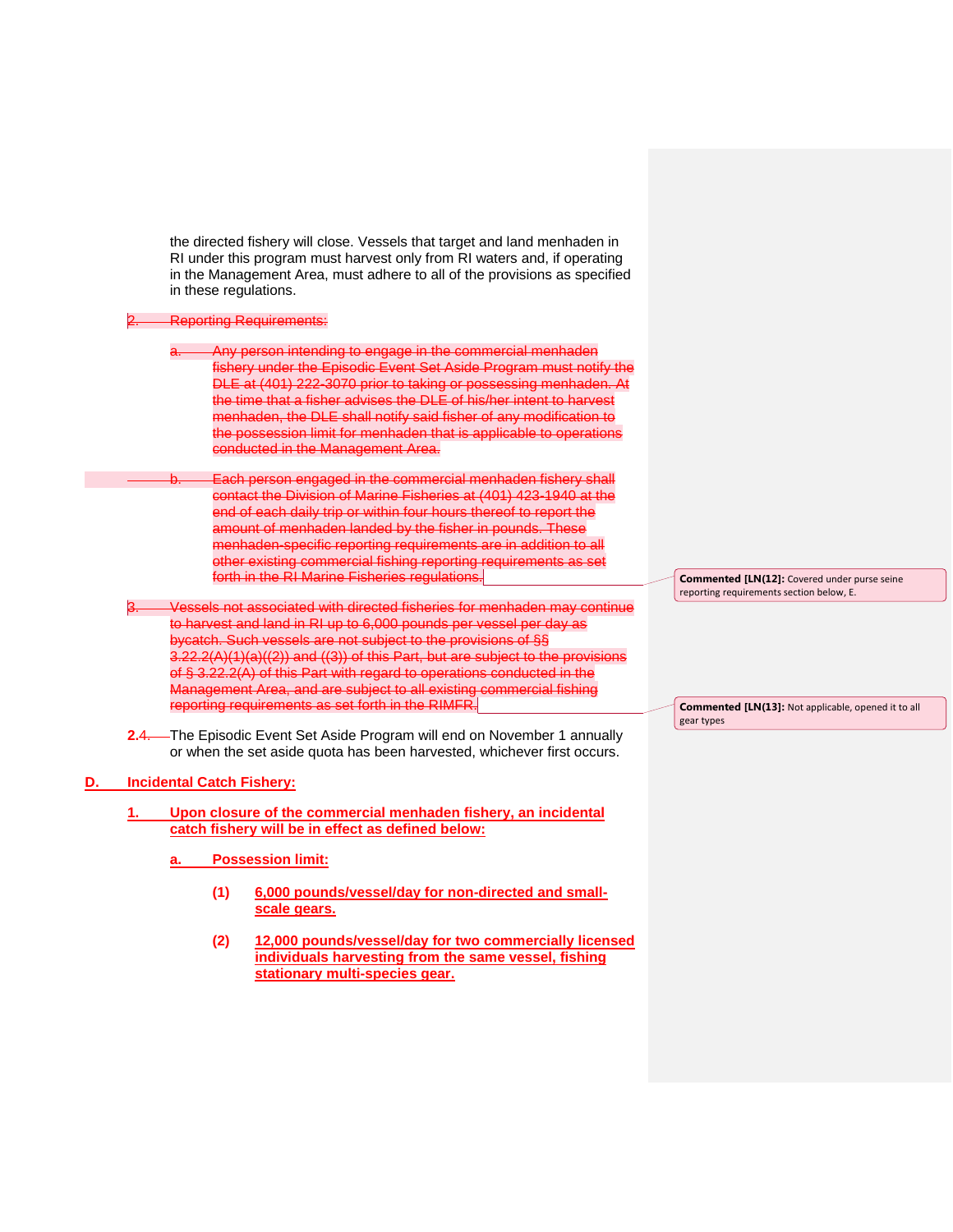the directed fishery will close. Vessels that target and land menhaden in RI under this program must harvest only from RI waters and, if operating in the Management Area, must adhere to all of the provisions as specified in these regulations.

~~2. Reporting Requirements:~~

~~a. Any person intending to engage in the commercial menhaden fishery under the Episodic Event Set Aside Program must notify the DLE at (401) 222-3070 prior to taking or possessing menhaden. At the time that a fisher advises the DLE of his/her intent to harvest menhaden, the DLE shall notify said fisher of any modification to the possession limit for menhaden that is applicable to operations conducted in the Management Area.~~

~~b. Each person engaged in the commercial menhaden fishery shall contact the Division of Marine Fisheries at (401) 423-1940 at the end of each daily trip or within four hours thereof to report the amount of menhaden landed by the fisher in pounds. These menhaden-specific reporting requirements are in addition to all other existing commercial fishing reporting requirements as set forth in the RI Marine Fisheries regulations.~~

> **Commented [LN(12]:** Covered under purse seine reporting requirements section below, E.

~~3. Vessels not associated with directed fisheries for menhaden may continue to harvest and land in RI up to 6,000 pounds per vessel per day as bycatch. Such vessels are not subject to the provisions of §§ 3.22.2(A)(1)(a)((2)) and ((3)) of this Part, but are subject to the provisions of § 3.22.2(A) of this Part with regard to operations conducted in the Management Area, and are subject to all existing commercial fishing reporting requirements as set forth in the RIMFR.~~

> **Commented [LN(13]:** Not applicable, opened it to all gear types

**2.** ~~4.~~ The Episodic Event Set Aside Program will end on November 1 annually or when the set aside quota has been harvested, whichever first occurs.

**D. Incidental Catch Fishery:**

**1. Upon closure of the commercial menhaden fishery, an incidental catch fishery will be in effect as defined below:**

**a. Possession limit:**

**(1) 6,000 pounds/vessel/day for non-directed and small-scale gears.**

**(2) 12,000 pounds/vessel/day for two commercially licensed individuals harvesting from the same vessel, fishing stationary multi-species gear.**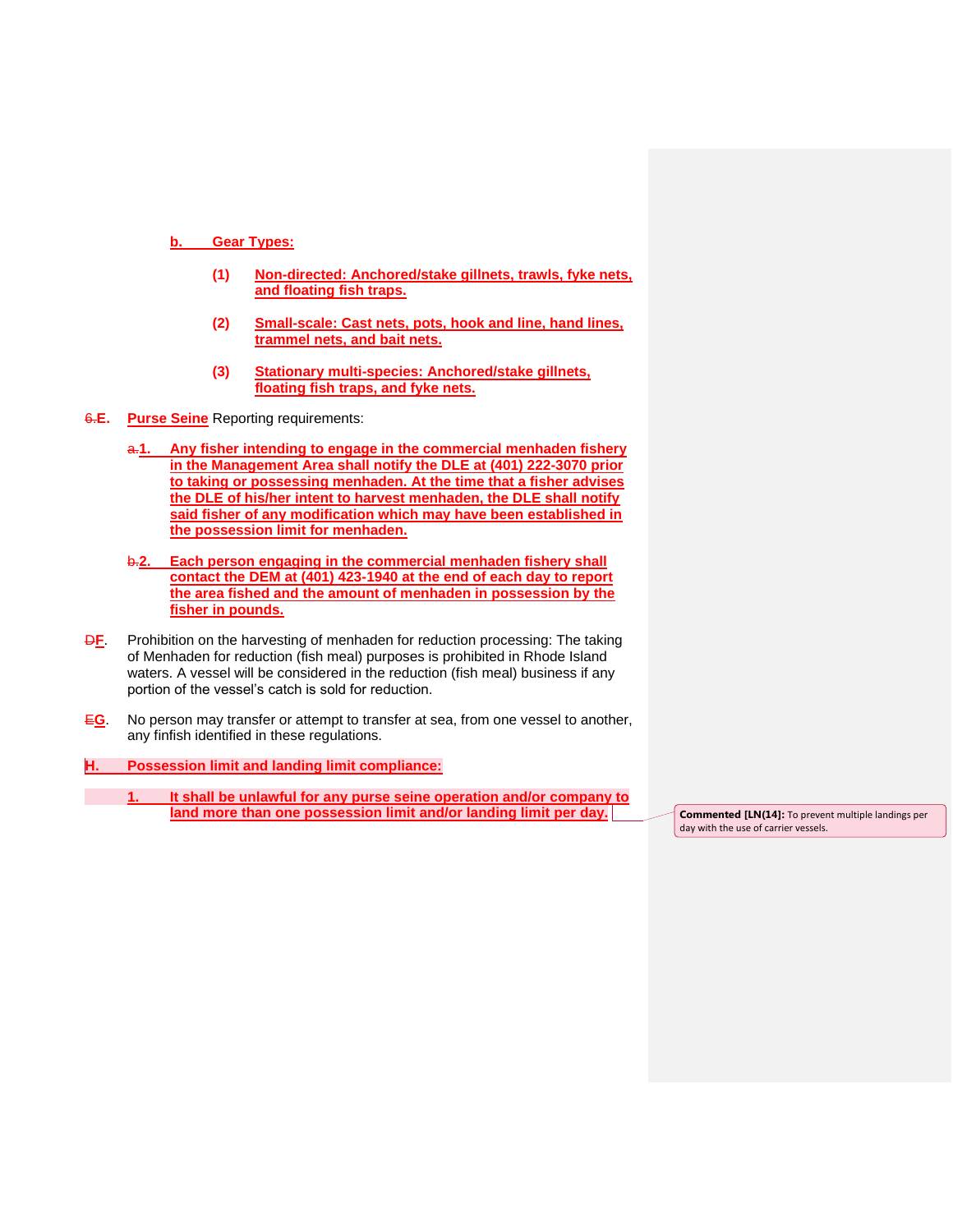b. Gear Types:

(1) Non-directed: Anchored/stake gillnets, trawls, fyke nets, and floating fish traps.

(2) Small-scale: Cast nets, pots, hook and line, hand lines, trammel nets, and bait nets.

(3) Stationary multi-species: Anchored/stake gillnets, floating fish traps, and fyke nets.

~~6.~~E. Purse Seine Reporting requirements:

~~a.~~1. Any fisher intending to engage in the commercial menhaden fishery in the Management Area shall notify the DLE at (401) 222-3070 prior to taking or possessing menhaden. At the time that a fisher advises the DLE of his/her intent to harvest menhaden, the DLE shall notify said fisher of any modification which may have been established in the possession limit for menhaden.

~~b.~~2. Each person engaging in the commercial menhaden fishery shall contact the DEM at (401) 423-1940 at the end of each day to report the area fished and the amount of menhaden in possession by the fisher in pounds.

~~D~~F. Prohibition on the harvesting of menhaden for reduction processing: The taking of Menhaden for reduction (fish meal) purposes is prohibited in Rhode Island waters. A vessel will be considered in the reduction (fish meal) business if any portion of the vessel's catch is sold for reduction.

~~E~~G. No person may transfer or attempt to transfer at sea, from one vessel to another, any finfish identified in these regulations.

H. Possession limit and landing limit compliance:

1. It shall be unlawful for any purse seine operation and/or company to land more than one possession limit and/or landing limit per day.

**Commented [LN(14]:** To prevent multiple landings per day with the use of carrier vessels.